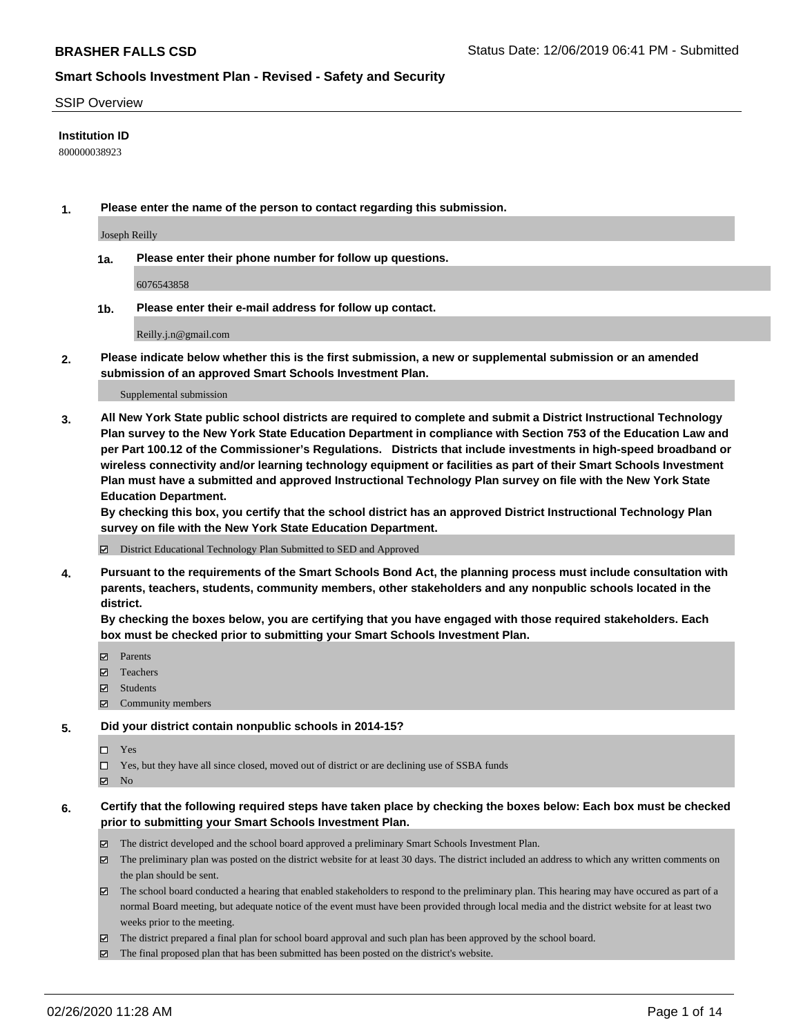**BRASHER FALLS CSD**

Status Date: 12/06/2019 06:41 PM - Submitted

**Smart Schools Investment Plan - Revised - Safety and Security**

SSIP Overview

**Institution ID**

800000038923

**1. Please enter the name of the person to contact regarding this submission.**

Joseph Reilly

**1a. Please enter their phone number for follow up questions.**

6076543858

**1b. Please enter their e-mail address for follow up contact.**

Reilly.j.n@gmail.com

**2. Please indicate below whether this is the first submission, a new or supplemental submission or an amended submission of an approved Smart Schools Investment Plan.**

Supplemental submission

**3. All New York State public school districts are required to complete and submit a District Instructional Technology Plan survey to the New York State Education Department in compliance with Section 753 of the Education Law and per Part 100.12 of the Commissioner's Regulations. Districts that include investments in high-speed broadband or wireless connectivity and/or learning technology equipment or facilities as part of their Smart Schools Investment Plan must have a submitted and approved Instructional Technology Plan survey on file with the New York State Education Department.**
**By checking this box, you certify that the school district has an approved District Instructional Technology Plan survey on file with the New York State Education Department.**

- [x] District Educational Technology Plan Submitted to SED and Approved

**4. Pursuant to the requirements of the Smart Schools Bond Act, the planning process must include consultation with parents, teachers, students, community members, other stakeholders and any nonpublic schools located in the district.**
**By checking the boxes below, you are certifying that you have engaged with those required stakeholders. Each box must be checked prior to submitting your Smart Schools Investment Plan.**

- [x] Parents
- [x] Teachers
- [x] Students
- [x] Community members

**5. Did your district contain nonpublic schools in 2014-15?**

- [ ] Yes
- [ ] Yes, but they have all since closed, moved out of district or are declining use of SSBA funds
- [x] No

**6. Certify that the following required steps have taken place by checking the boxes below: Each box must be checked prior to submitting your Smart Schools Investment Plan.**

- [x] The district developed and the school board approved a preliminary Smart Schools Investment Plan.
- [x] The preliminary plan was posted on the district website for at least 30 days. The district included an address to which any written comments on the plan should be sent.
- [x] The school board conducted a hearing that enabled stakeholders to respond to the preliminary plan. This hearing may have occured as part of a normal Board meeting, but adequate notice of the event must have been provided through local media and the district website for at least two weeks prior to the meeting.
- [x] The district prepared a final plan for school board approval and such plan has been approved by the school board.
- [x] The final proposed plan that has been submitted has been posted on the district's website.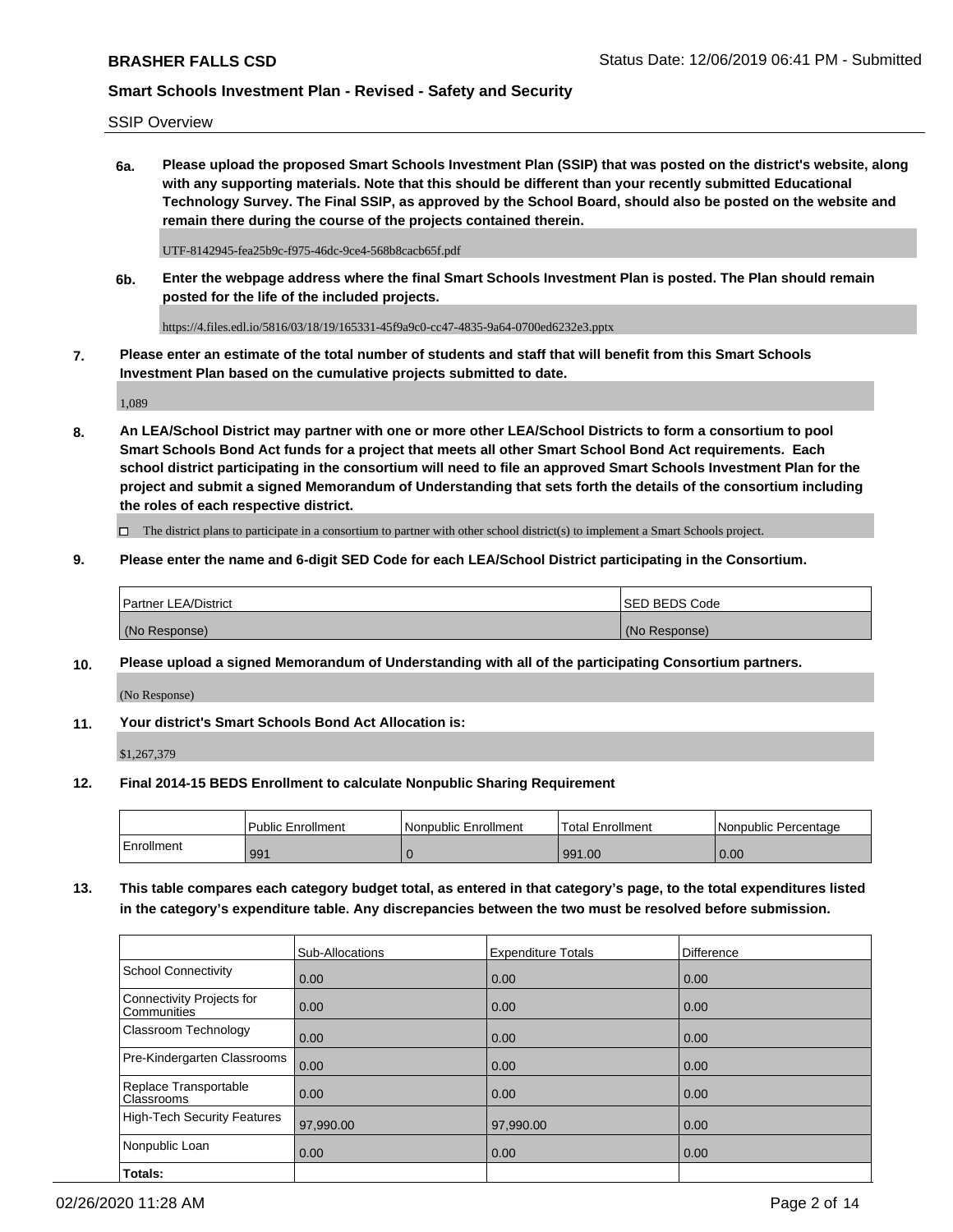SSIP Overview

**6a. Please upload the proposed Smart Schools Investment Plan (SSIP) that was posted on the district's website, along with any supporting materials. Note that this should be different than your recently submitted Educational Technology Survey. The Final SSIP, as approved by the School Board, should also be posted on the website and remain there during the course of the projects contained therein.**

UTF-8142945-fea25b9c-f975-46dc-9ce4-568b8cacb65f.pdf

**6b. Enter the webpage address where the final Smart Schools Investment Plan is posted. The Plan should remain posted for the life of the included projects.**

https://4.files.edl.io/5816/03/18/19/165331-45f9a9c0-cc47-4835-9a64-0700ed6232e3.pptx

**7. Please enter an estimate of the total number of students and staff that will benefit from this Smart Schools Investment Plan based on the cumulative projects submitted to date.**

1,089

**8. An LEA/School District may partner with one or more other LEA/School Districts to form a consortium to pool Smart Schools Bond Act funds for a project that meets all other Smart School Bond Act requirements. Each school district participating in the consortium will need to file an approved Smart Schools Investment Plan for the project and submit a signed Memorandum of Understanding that sets forth the details of the consortium including the roles of each respective district.**

☐ The district plans to participate in a consortium to partner with other school district(s) to implement a Smart Schools project.

**9. Please enter the name and 6-digit SED Code for each LEA/School District participating in the Consortium.**

| Partner LEA/District | SED BEDS Code |
|---|---|
| (No Response) | (No Response) |

**10. Please upload a signed Memorandum of Understanding with all of the participating Consortium partners.**

(No Response)

**11. Your district's Smart Schools Bond Act Allocation is:**

$1,267,379

**12. Final 2014-15 BEDS Enrollment to calculate Nonpublic Sharing Requirement**

| | Public Enrollment | Nonpublic Enrollment | Total Enrollment | Nonpublic Percentage |
|---|---|---|---|---|
| Enrollment | 991 | 0 | 991.00 | 0.00 |

**13. This table compares each category budget total, as entered in that category's page, to the total expenditures listed in the category's expenditure table. Any discrepancies between the two must be resolved before submission.**

| | Sub-Allocations | Expenditure Totals | Difference |
|---|---|---|---|
| School Connectivity | 0.00 | 0.00 | 0.00 |
| Connectivity Projects for Communities | 0.00 | 0.00 | 0.00 |
| Classroom Technology | 0.00 | 0.00 | 0.00 |
| Pre-Kindergarten Classrooms | 0.00 | 0.00 | 0.00 |
| Replace Transportable Classrooms | 0.00 | 0.00 | 0.00 |
| High-Tech Security Features | 97,990.00 | 97,990.00 | 0.00 |
| Nonpublic Loan | 0.00 | 0.00 | 0.00 |
| **Totals:** | | | |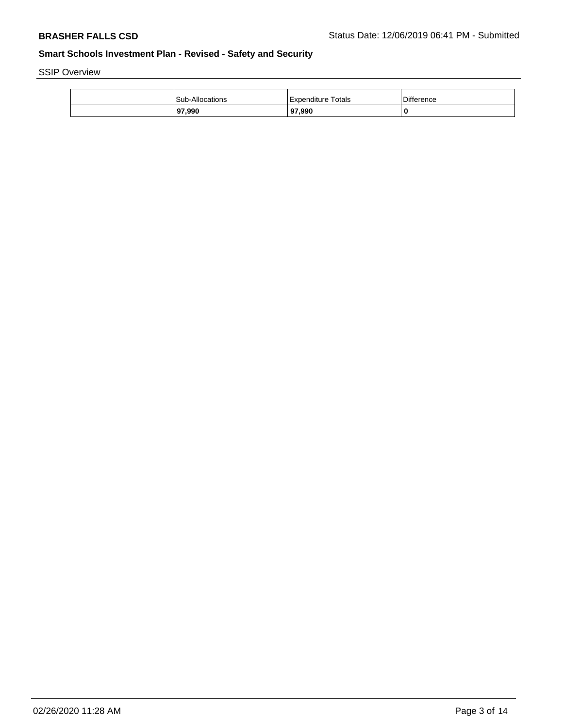SSIP Overview

|  | Sub-Allocations | Expenditure Totals | Difference |
|---|---|---|---|
|  | **97,990** | **97,990** | **0** |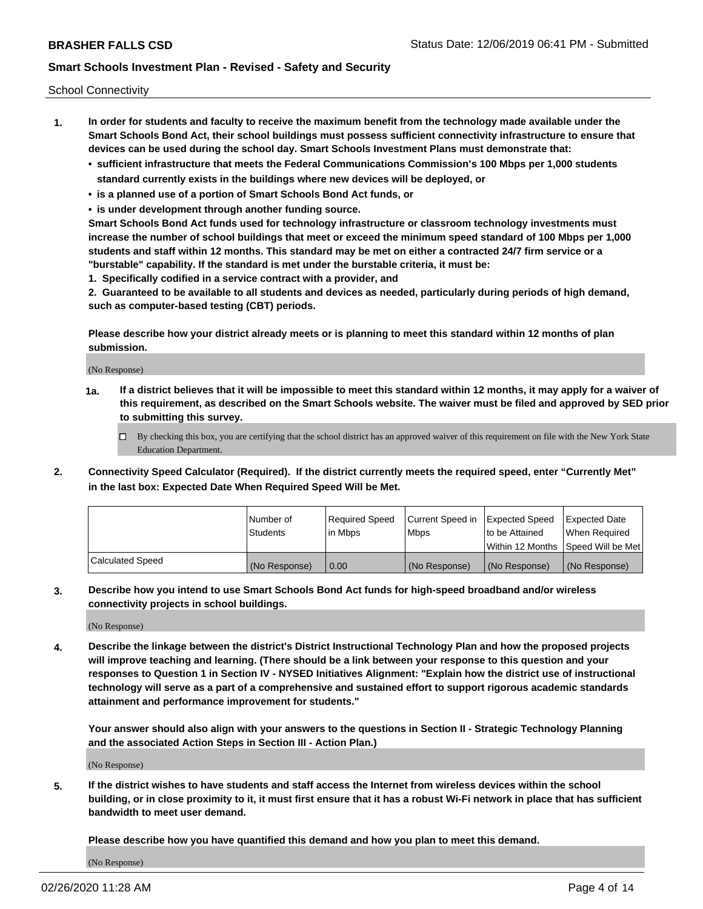School Connectivity

1. **In order for students and faculty to receive the maximum benefit from the technology made available under the Smart Schools Bond Act, their school buildings must possess sufficient connectivity infrastructure to ensure that devices can be used during the school day. Smart Schools Investment Plans must demonstrate that:**
   - **sufficient infrastructure that meets the Federal Communications Commission's 100 Mbps per 1,000 students standard currently exists in the buildings where new devices will be deployed, or**
   - **is a planned use of a portion of Smart Schools Bond Act funds, or**
   - **is under development through another funding source.**

   **Smart Schools Bond Act funds used for technology infrastructure or classroom technology investments must increase the number of school buildings that meet or exceed the minimum speed standard of 100 Mbps per 1,000 students and staff within 12 months. This standard may be met on either a contracted 24/7 firm service or a "burstable" capability. If the standard is met under the burstable criteria, it must be:**

   **1. Specifically codified in a service contract with a provider, and**

   **2. Guaranteed to be available to all students and devices as needed, particularly during periods of high demand, such as computer-based testing (CBT) periods.**

   **Please describe how your district already meets or is planning to meet this standard within 12 months of plan submission.**

   (No Response)

   **1a. If a district believes that it will be impossible to meet this standard within 12 months, it may apply for a waiver of this requirement, as described on the Smart Schools website. The waiver must be filed and approved by SED prior to submitting this survey.**

   ☐ By checking this box, you are certifying that the school district has an approved waiver of this requirement on file with the New York State Education Department.

2. **Connectivity Speed Calculator (Required). If the district currently meets the required speed, enter "Currently Met" in the last box: Expected Date When Required Speed Will be Met.**

|  | Number of Students | Required Speed in Mbps | Current Speed in Mbps | Expected Speed to be Attained Within 12 Months | Expected Date When Required Speed Will be Met |
|---|---|---|---|---|---|
| Calculated Speed | (No Response) | 0.00 | (No Response) | (No Response) | (No Response) |

3. **Describe how you intend to use Smart Schools Bond Act funds for high-speed broadband and/or wireless connectivity projects in school buildings.**

   (No Response)

4. **Describe the linkage between the district's District Instructional Technology Plan and how the proposed projects will improve teaching and learning. (There should be a link between your response to this question and your responses to Question 1 in Section IV - NYSED Initiatives Alignment: "Explain how the district use of instructional technology will serve as a part of a comprehensive and sustained effort to support rigorous academic standards attainment and performance improvement for students."**

   **Your answer should also align with your answers to the questions in Section II - Strategic Technology Planning and the associated Action Steps in Section III - Action Plan.)**

   (No Response)

5. **If the district wishes to have students and staff access the Internet from wireless devices within the school building, or in close proximity to it, it must first ensure that it has a robust Wi-Fi network in place that has sufficient bandwidth to meet user demand.**

   **Please describe how you have quantified this demand and how you plan to meet this demand.**

   (No Response)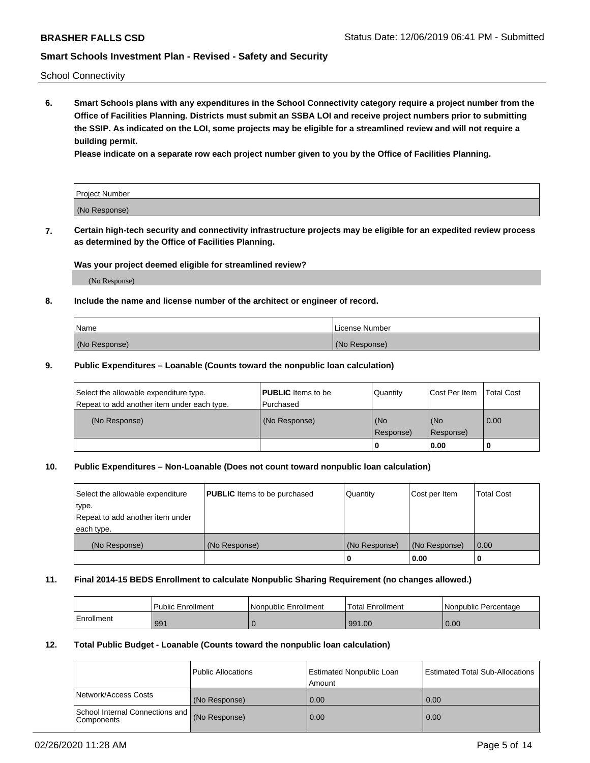School Connectivity

**6. Smart Schools plans with any expenditures in the School Connectivity category require a project number from the Office of Facilities Planning. Districts must submit an SSBA LOI and receive project numbers prior to submitting the SSIP. As indicated on the LOI, some projects may be eligible for a streamlined review and will not require a building permit.**

**Please indicate on a separate row each project number given to you by the Office of Facilities Planning.**

| Project Number |
| --- |
| (No Response) |

**7. Certain high-tech security and connectivity infrastructure projects may be eligible for an expedited review process as determined by the Office of Facilities Planning.**

**Was your project deemed eligible for streamlined review?**

(No Response)

**8. Include the name and license number of the architect or engineer of record.**

| Name | License Number |
| --- | --- |
| (No Response) | (No Response) |

**9. Public Expenditures – Loanable (Counts toward the nonpublic loan calculation)**

| Select the allowable expenditure type. Repeat to add another item under each type. | **PUBLIC** Items to be Purchased | Quantity | Cost Per Item | Total Cost |
| --- | --- | --- | --- | --- |
| (No Response) | (No Response) | (No Response) | (No Response) | 0.00 |
| | | 0 | 0.00 | 0 |

**10. Public Expenditures – Non-Loanable (Does not count toward nonpublic loan calculation)**

| Select the allowable expenditure type. Repeat to add another item under each type. | **PUBLIC** Items to be purchased | Quantity | Cost per Item | Total Cost |
| --- | --- | --- | --- | --- |
| (No Response) | (No Response) | (No Response) | (No Response) | 0.00 |
| | | 0 | 0.00 | 0 |

**11. Final 2014-15 BEDS Enrollment to calculate Nonpublic Sharing Requirement (no changes allowed.)**

| | Public Enrollment | Nonpublic Enrollment | Total Enrollment | Nonpublic Percentage |
| --- | --- | --- | --- | --- |
| Enrollment | 991 | 0 | 991.00 | 0.00 |

**12. Total Public Budget - Loanable (Counts toward the nonpublic loan calculation)**

| | Public Allocations | Estimated Nonpublic Loan Amount | Estimated Total Sub-Allocations |
| --- | --- | --- | --- |
| Network/Access Costs | (No Response) | 0.00 | 0.00 |
| School Internal Connections and Components | (No Response) | 0.00 | 0.00 |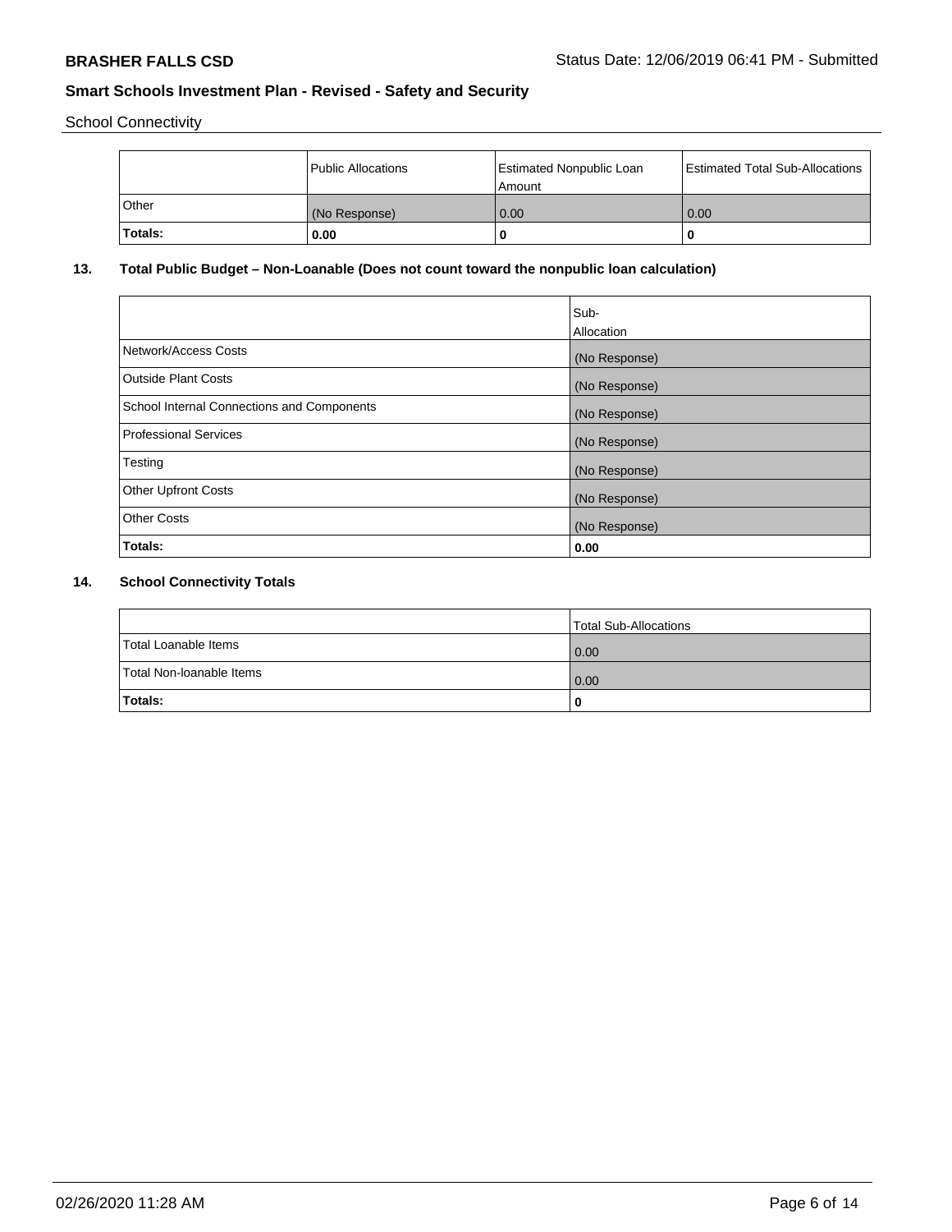School Connectivity

| | Public Allocations | Estimated Nonpublic Loan Amount | Estimated Total Sub-Allocations |
|---|---|---|---|
| Other | (No Response) | 0.00 | 0.00 |
| **Totals:** | **0.00** | **0** | **0** |

## 13. Total Public Budget – Non-Loanable (Does not count toward the nonpublic loan calculation)

| | Sub-Allocation |
|---|---|
| Network/Access Costs | (No Response) |
| Outside Plant Costs | (No Response) |
| School Internal Connections and Components | (No Response) |
| Professional Services | (No Response) |
| Testing | (No Response) |
| Other Upfront Costs | (No Response) |
| Other Costs | (No Response) |
| **Totals:** | **0.00** |

## 14. School Connectivity Totals

| | Total Sub-Allocations |
|---|---|
| Total Loanable Items | 0.00 |
| Total Non-loanable Items | 0.00 |
| **Totals:** | **0** |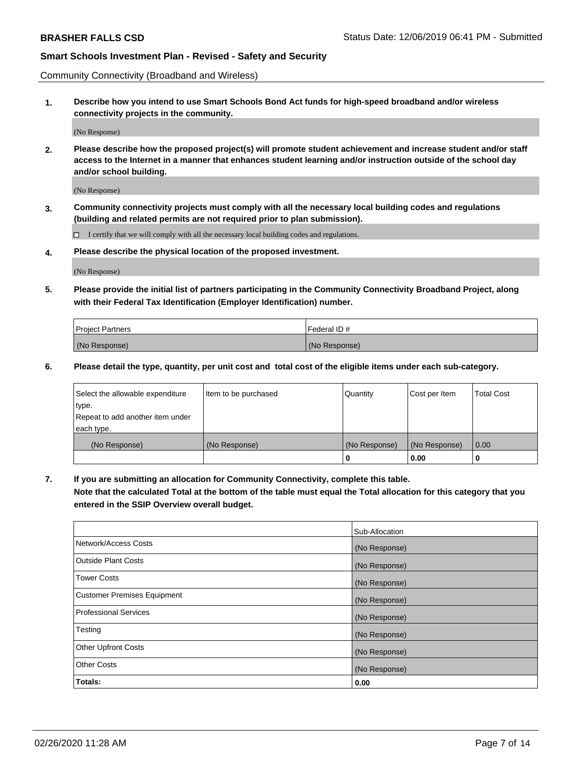Community Connectivity (Broadband and Wireless)

**1. Describe how you intend to use Smart Schools Bond Act funds for high-speed broadband and/or wireless connectivity projects in the community.**

(No Response)

**2. Please describe how the proposed project(s) will promote student achievement and increase student and/or staff access to the Internet in a manner that enhances student learning and/or instruction outside of the school day and/or school building.**

(No Response)

**3. Community connectivity projects must comply with all the necessary local building codes and regulations (building and related permits are not required prior to plan submission).**

☐ I certify that we will comply with all the necessary local building codes and regulations.

**4. Please describe the physical location of the proposed investment.**

(No Response)

**5. Please provide the initial list of partners participating in the Community Connectivity Broadband Project, along with their Federal Tax Identification (Employer Identification) number.**

| Project Partners | Federal ID # |
|---|---|
| (No Response) | (No Response) |

**6. Please detail the type, quantity, per unit cost and total cost of the eligible items under each sub-category.**

| Select the allowable expenditure type. Repeat to add another item under each type. | Item to be purchased | Quantity | Cost per Item | Total Cost |
|---|---|---|---|---|
| (No Response) | (No Response) | (No Response) | (No Response) | 0.00 |
| | | **0** | **0.00** | **0** |

**7. If you are submitting an allocation for Community Connectivity, complete this table. Note that the calculated Total at the bottom of the table must equal the Total allocation for this category that you entered in the SSIP Overview overall budget.**

| | Sub-Allocation |
|---|---|
| Network/Access Costs | (No Response) |
| Outside Plant Costs | (No Response) |
| Tower Costs | (No Response) |
| Customer Premises Equipment | (No Response) |
| Professional Services | (No Response) |
| Testing | (No Response) |
| Other Upfront Costs | (No Response) |
| Other Costs | (No Response) |
| **Totals:** | **0.00** |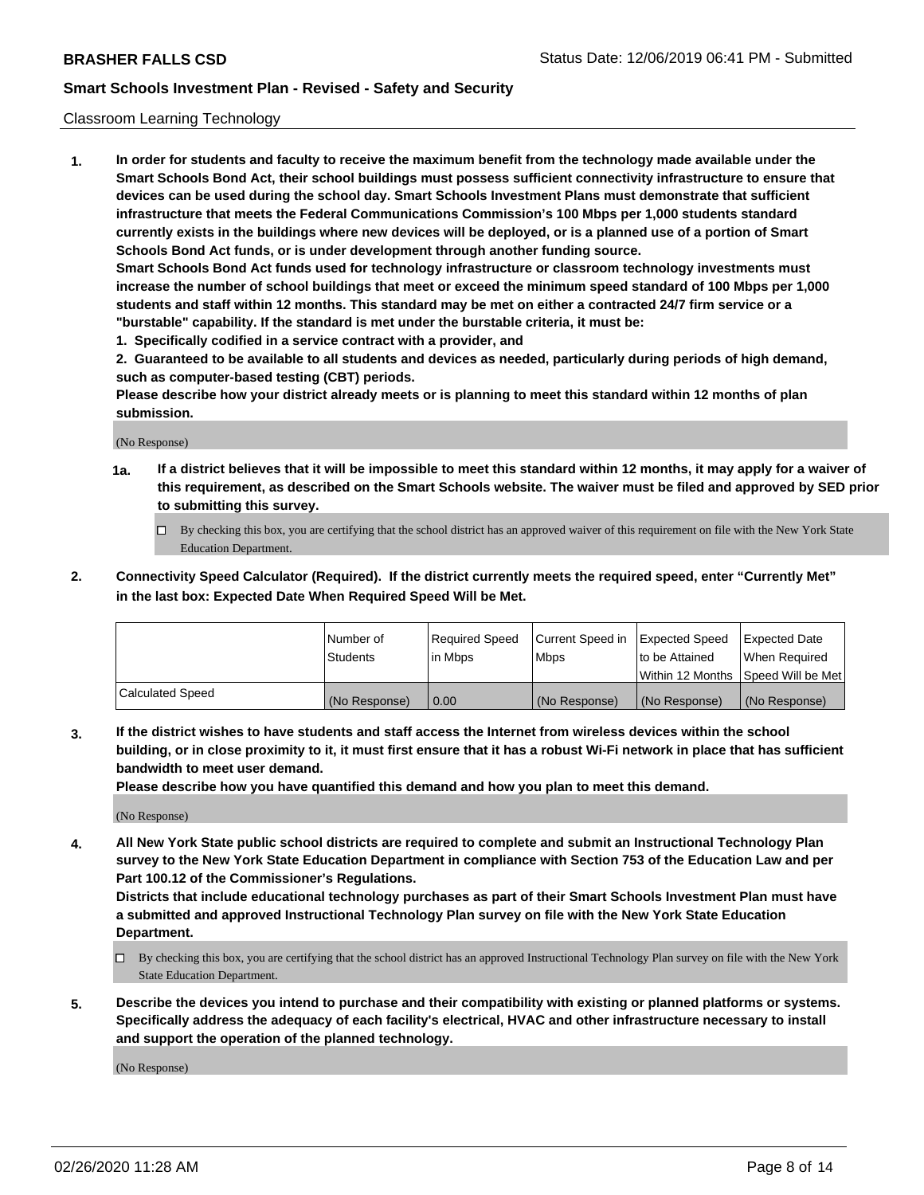Classroom Learning Technology

1. **In order for students and faculty to receive the maximum benefit from the technology made available under the Smart Schools Bond Act, their school buildings must possess sufficient connectivity infrastructure to ensure that devices can be used during the school day. Smart Schools Investment Plans must demonstrate that sufficient infrastructure that meets the Federal Communications Commission's 100 Mbps per 1,000 students standard currently exists in the buildings where new devices will be deployed, or is a planned use of a portion of Smart Schools Bond Act funds, or is under development through another funding source.**
   **Smart Schools Bond Act funds used for technology infrastructure or classroom technology investments must increase the number of school buildings that meet or exceed the minimum speed standard of 100 Mbps per 1,000 students and staff within 12 months. This standard may be met on either a contracted 24/7 firm service or a "burstable" capability. If the standard is met under the burstable criteria, it must be:**
   **1. Specifically codified in a service contract with a provider, and**
   **2. Guaranteed to be available to all students and devices as needed, particularly during periods of high demand, such as computer-based testing (CBT) periods.**
   **Please describe how your district already meets or is planning to meet this standard within 12 months of plan submission.**

   (No Response)

   **1a. If a district believes that it will be impossible to meet this standard within 12 months, it may apply for a waiver of this requirement, as described on the Smart Schools website. The waiver must be filed and approved by SED prior to submitting this survey.**

   ☐ By checking this box, you are certifying that the school district has an approved waiver of this requirement on file with the New York State Education Department.

2. **Connectivity Speed Calculator (Required). If the district currently meets the required speed, enter "Currently Met" in the last box: Expected Date When Required Speed Will be Met.**

| | Number of Students | Required Speed in Mbps | Current Speed in Mbps | Expected Speed to be Attained Within 12 Months | Expected Date When Required Speed Will be Met |
|---|---|---|---|---|---|
| Calculated Speed | (No Response) | 0.00 | (No Response) | (No Response) | (No Response) |

3. **If the district wishes to have students and staff access the Internet from wireless devices within the school building, or in close proximity to it, it must first ensure that it has a robust Wi-Fi network in place that has sufficient bandwidth to meet user demand.**
   **Please describe how you have quantified this demand and how you plan to meet this demand.**

   (No Response)

4. **All New York State public school districts are required to complete and submit an Instructional Technology Plan survey to the New York State Education Department in compliance with Section 753 of the Education Law and per Part 100.12 of the Commissioner's Regulations.**
   **Districts that include educational technology purchases as part of their Smart Schools Investment Plan must have a submitted and approved Instructional Technology Plan survey on file with the New York State Education Department.**

   ☐ By checking this box, you are certifying that the school district has an approved Instructional Technology Plan survey on file with the New York State Education Department.

5. **Describe the devices you intend to purchase and their compatibility with existing or planned platforms or systems. Specifically address the adequacy of each facility's electrical, HVAC and other infrastructure necessary to install and support the operation of the planned technology.**

   (No Response)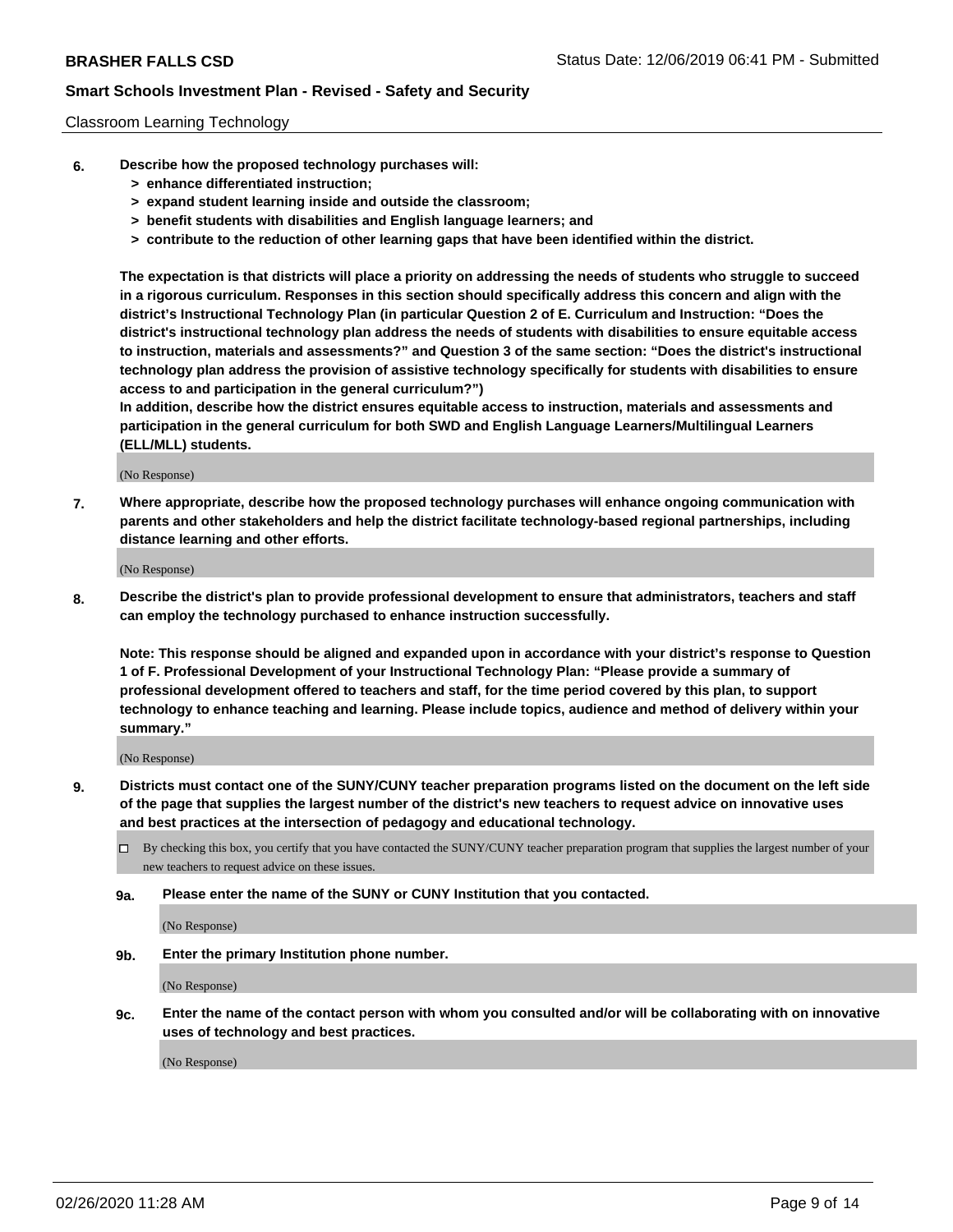Classroom Learning Technology

**6. Describe how the proposed technology purchases will:**
- **> enhance differentiated instruction;**
- **> expand student learning inside and outside the classroom;**
- **> benefit students with disabilities and English language learners; and**
- **> contribute to the reduction of other learning gaps that have been identified within the district.**

**The expectation is that districts will place a priority on addressing the needs of students who struggle to succeed in a rigorous curriculum. Responses in this section should specifically address this concern and align with the district's Instructional Technology Plan (in particular Question 2 of E. Curriculum and Instruction: "Does the district's instructional technology plan address the needs of students with disabilities to ensure equitable access to instruction, materials and assessments?" and Question 3 of the same section: "Does the district's instructional technology plan address the provision of assistive technology specifically for students with disabilities to ensure access to and participation in the general curriculum?")**

**In addition, describe how the district ensures equitable access to instruction, materials and assessments and participation in the general curriculum for both SWD and English Language Learners/Multilingual Learners (ELL/MLL) students.**

(No Response)

**7. Where appropriate, describe how the proposed technology purchases will enhance ongoing communication with parents and other stakeholders and help the district facilitate technology-based regional partnerships, including distance learning and other efforts.**

(No Response)

**8. Describe the district's plan to provide professional development to ensure that administrators, teachers and staff can employ the technology purchased to enhance instruction successfully.**

**Note: This response should be aligned and expanded upon in accordance with your district's response to Question 1 of F. Professional Development of your Instructional Technology Plan: "Please provide a summary of professional development offered to teachers and staff, for the time period covered by this plan, to support technology to enhance teaching and learning. Please include topics, audience and method of delivery within your summary."**

(No Response)

**9. Districts must contact one of the SUNY/CUNY teacher preparation programs listed on the document on the left side of the page that supplies the largest number of the district's new teachers to request advice on innovative uses and best practices at the intersection of pedagogy and educational technology.**

☐ By checking this box, you certify that you have contacted the SUNY/CUNY teacher preparation program that supplies the largest number of your new teachers to request advice on these issues.

**9a. Please enter the name of the SUNY or CUNY Institution that you contacted.**

(No Response)

**9b. Enter the primary Institution phone number.**

(No Response)

**9c. Enter the name of the contact person with whom you consulted and/or will be collaborating with on innovative uses of technology and best practices.**

(No Response)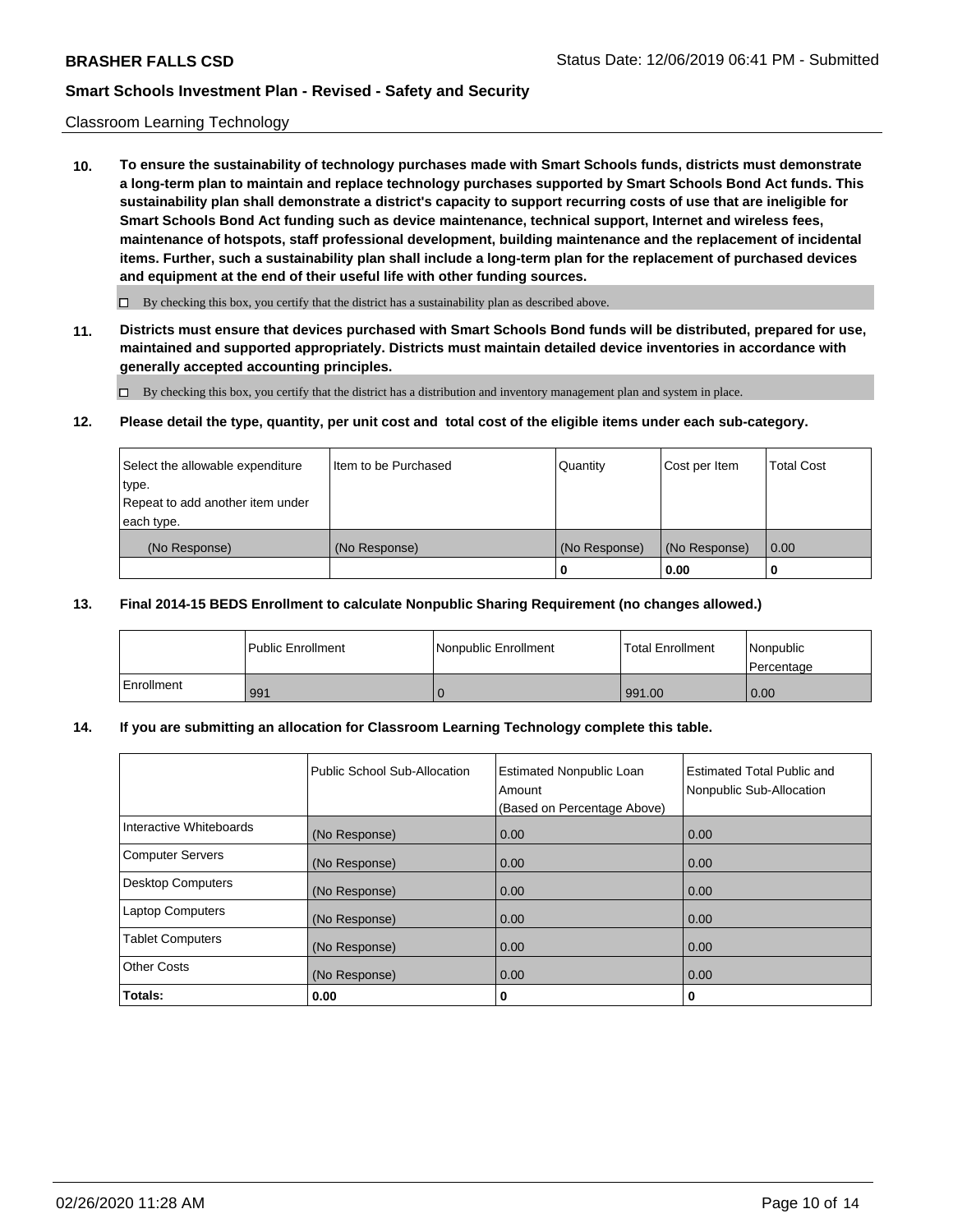Classroom Learning Technology

**10. To ensure the sustainability of technology purchases made with Smart Schools funds, districts must demonstrate a long-term plan to maintain and replace technology purchases supported by Smart Schools Bond Act funds. This sustainability plan shall demonstrate a district's capacity to support recurring costs of use that are ineligible for Smart Schools Bond Act funding such as device maintenance, technical support, Internet and wireless fees, maintenance of hotspots, staff professional development, building maintenance and the replacement of incidental items. Further, such a sustainability plan shall include a long-term plan for the replacement of purchased devices and equipment at the end of their useful life with other funding sources.**

☐ By checking this box, you certify that the district has a sustainability plan as described above.

**11. Districts must ensure that devices purchased with Smart Schools Bond funds will be distributed, prepared for use, maintained and supported appropriately. Districts must maintain detailed device inventories in accordance with generally accepted accounting principles.**

☐ By checking this box, you certify that the district has a distribution and inventory management plan and system in place.

**12. Please detail the type, quantity, per unit cost and total cost of the eligible items under each sub-category.**

| Select the allowable expenditure type. Repeat to add another item under each type. | Item to be Purchased | Quantity | Cost per Item | Total Cost |
|---|---|---|---|---|
| (No Response) | (No Response) | (No Response) | (No Response) | 0.00 |
| | | **0** | **0.00** | **0** |

**13. Final 2014-15 BEDS Enrollment to calculate Nonpublic Sharing Requirement (no changes allowed.)**

| | Public Enrollment | Nonpublic Enrollment | Total Enrollment | Nonpublic Percentage |
|---|---|---|---|---|
| Enrollment | 991 | 0 | 991.00 | 0.00 |

**14. If you are submitting an allocation for Classroom Learning Technology complete this table.**

| | Public School Sub-Allocation | Estimated Nonpublic Loan Amount (Based on Percentage Above) | Estimated Total Public and Nonpublic Sub-Allocation |
|---|---|---|---|
| Interactive Whiteboards | (No Response) | 0.00 | 0.00 |
| Computer Servers | (No Response) | 0.00 | 0.00 |
| Desktop Computers | (No Response) | 0.00 | 0.00 |
| Laptop Computers | (No Response) | 0.00 | 0.00 |
| Tablet Computers | (No Response) | 0.00 | 0.00 |
| Other Costs | (No Response) | 0.00 | 0.00 |
| **Totals:** | **0.00** | **0** | **0** |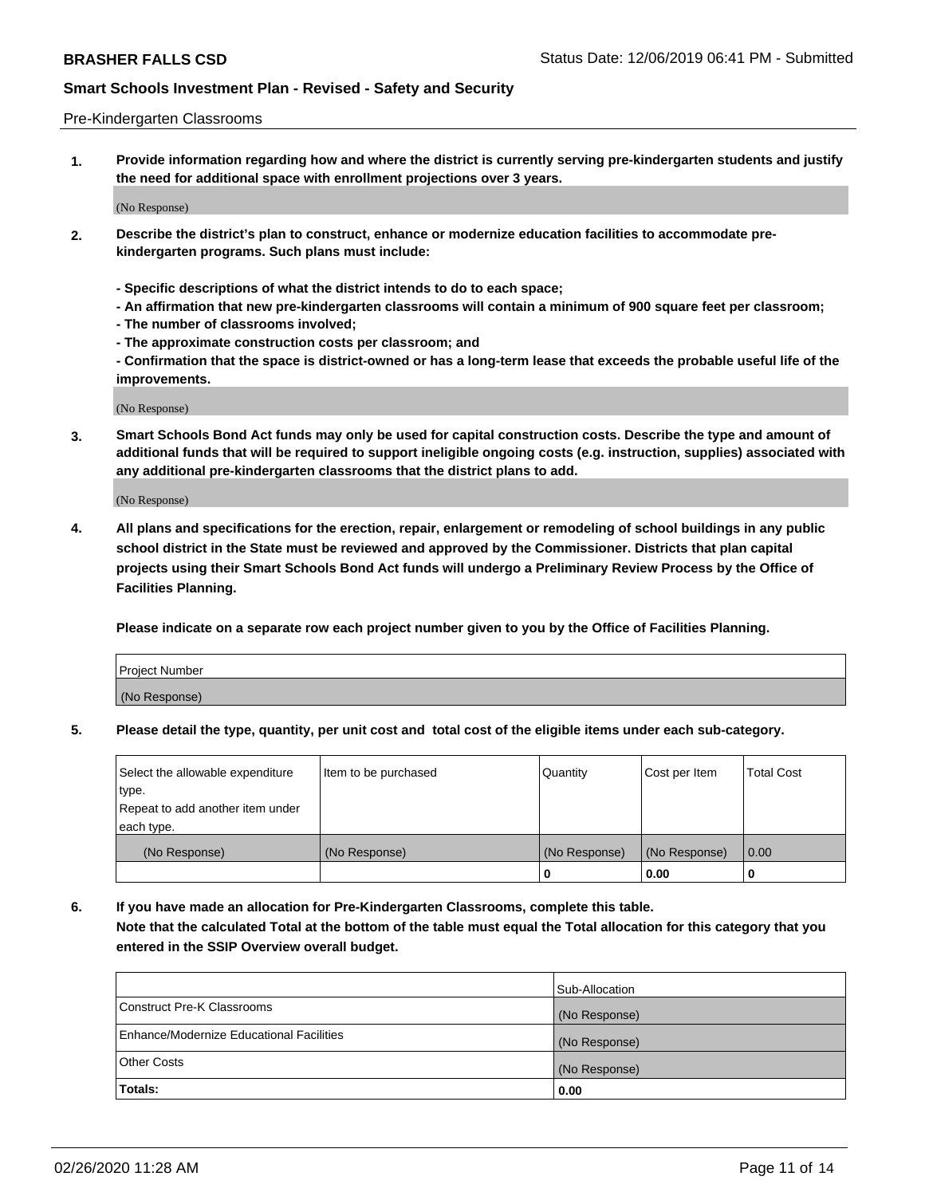Pre-Kindergarten Classrooms

**1. Provide information regarding how and where the district is currently serving pre-kindergarten students and justify the need for additional space with enrollment projections over 3 years.**

(No Response)

**2. Describe the district's plan to construct, enhance or modernize education facilities to accommodate pre-kindergarten programs. Such plans must include:**

**- Specific descriptions of what the district intends to do to each space;**
**- An affirmation that new pre-kindergarten classrooms will contain a minimum of 900 square feet per classroom;**
**- The number of classrooms involved;**
**- The approximate construction costs per classroom; and**
**- Confirmation that the space is district-owned or has a long-term lease that exceeds the probable useful life of the improvements.**

(No Response)

**3. Smart Schools Bond Act funds may only be used for capital construction costs. Describe the type and amount of additional funds that will be required to support ineligible ongoing costs (e.g. instruction, supplies) associated with any additional pre-kindergarten classrooms that the district plans to add.**

(No Response)

**4. All plans and specifications for the erection, repair, enlargement or remodeling of school buildings in any public school district in the State must be reviewed and approved by the Commissioner. Districts that plan capital projects using their Smart Schools Bond Act funds will undergo a Preliminary Review Process by the Office of Facilities Planning.**

**Please indicate on a separate row each project number given to you by the Office of Facilities Planning.**

| Project Number |
| --- |
| (No Response) |

**5. Please detail the type, quantity, per unit cost and total cost of the eligible items under each sub-category.**

| Select the allowable expenditure type. Repeat to add another item under each type. | Item to be purchased | Quantity | Cost per Item | Total Cost |
| --- | --- | --- | --- | --- |
| (No Response) | (No Response) | (No Response) | (No Response) | 0.00 |
| | | 0 | 0.00 | 0 |

**6. If you have made an allocation for Pre-Kindergarten Classrooms, complete this table. Note that the calculated Total at the bottom of the table must equal the Total allocation for this category that you entered in the SSIP Overview overall budget.**

| | Sub-Allocation |
| --- | --- |
| Construct Pre-K Classrooms | (No Response) |
| Enhance/Modernize Educational Facilities | (No Response) |
| Other Costs | (No Response) |
| **Totals:** | **0.00** |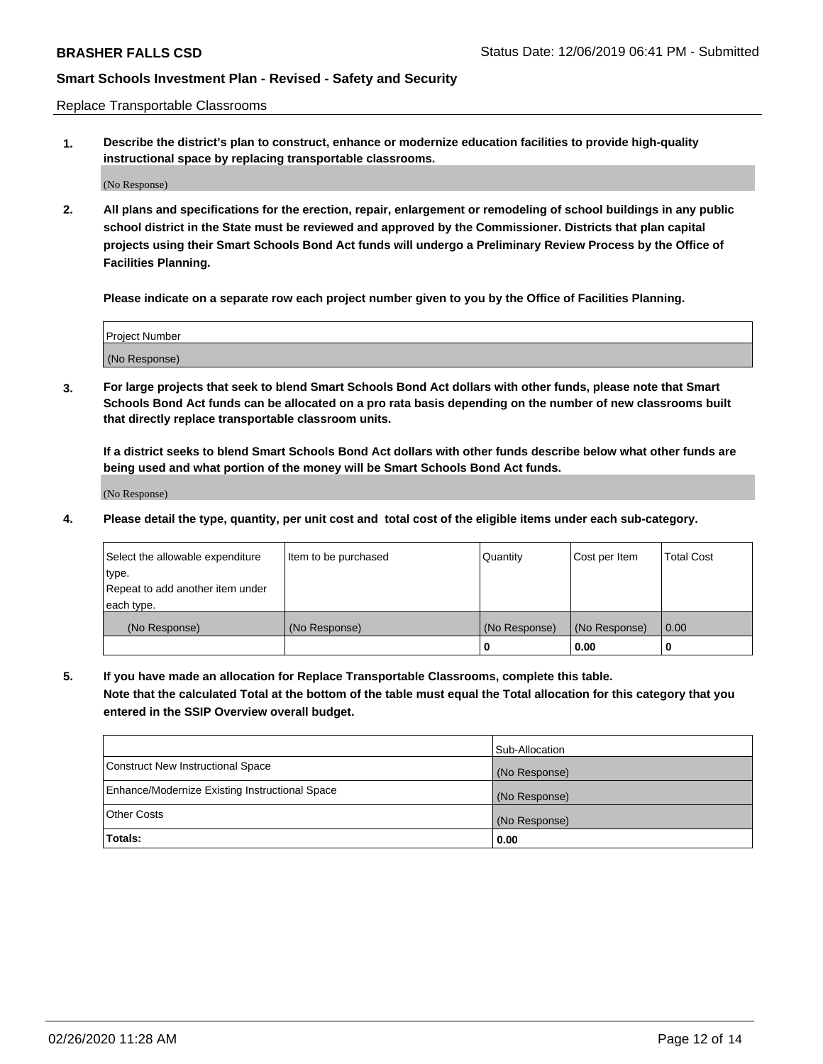Replace Transportable Classrooms

**1. Describe the district's plan to construct, enhance or modernize education facilities to provide high-quality instructional space by replacing transportable classrooms.**

(No Response)

**2. All plans and specifications for the erection, repair, enlargement or remodeling of school buildings in any public school district in the State must be reviewed and approved by the Commissioner. Districts that plan capital projects using their Smart Schools Bond Act funds will undergo a Preliminary Review Process by the Office of Facilities Planning.**

**Please indicate on a separate row each project number given to you by the Office of Facilities Planning.**

| Project Number |
| --- |
| (No Response) |

**3. For large projects that seek to blend Smart Schools Bond Act dollars with other funds, please note that Smart Schools Bond Act funds can be allocated on a pro rata basis depending on the number of new classrooms built that directly replace transportable classroom units.**

**If a district seeks to blend Smart Schools Bond Act dollars with other funds describe below what other funds are being used and what portion of the money will be Smart Schools Bond Act funds.**

(No Response)

**4. Please detail the type, quantity, per unit cost and total cost of the eligible items under each sub-category.**

| Select the allowable expenditure type. Repeat to add another item under each type. | Item to be purchased | Quantity | Cost per Item | Total Cost |
| --- | --- | --- | --- | --- |
| (No Response) | (No Response) | (No Response) | (No Response) | 0.00 |
| | | 0 | 0.00 | 0 |

**5. If you have made an allocation for Replace Transportable Classrooms, complete this table. Note that the calculated Total at the bottom of the table must equal the Total allocation for this category that you entered in the SSIP Overview overall budget.**

| | Sub-Allocation |
| --- | --- |
| Construct New Instructional Space | (No Response) |
| Enhance/Modernize Existing Instructional Space | (No Response) |
| Other Costs | (No Response) |
| **Totals:** | **0.00** |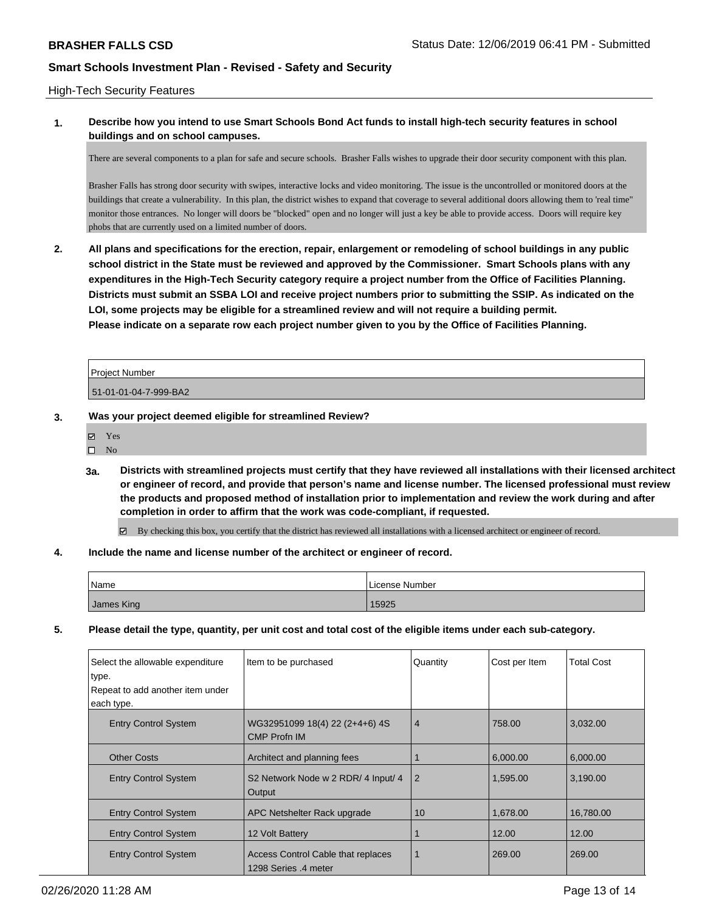**BRASHER FALLS CSD** Status Date: 12/06/2019 06:41 PM - Submitted

**Smart Schools Investment Plan - Revised - Safety and Security**

High-Tech Security Features

**1. Describe how you intend to use Smart Schools Bond Act funds to install high-tech security features in school buildings and on school campuses.**

There are several components to a plan for safe and secure schools. Brasher Falls wishes to upgrade their door security component with this plan.

Brasher Falls has strong door security with swipes, interactive locks and video monitoring. The issue is the uncontrolled or monitored doors at the buildings that create a vulnerability. In this plan, the district wishes to expand that coverage to several additional doors allowing them to 'real time" monitor those entrances. No longer will doors be "blocked" open and no longer will just a key be able to provide access. Doors will require key phobs that are currently used on a limited number of doors.

**2. All plans and specifications for the erection, repair, enlargement or remodeling of school buildings in any public school district in the State must be reviewed and approved by the Commissioner. Smart Schools plans with any expenditures in the High-Tech Security category require a project number from the Office of Facilities Planning. Districts must submit an SSBA LOI and receive project numbers prior to submitting the SSIP. As indicated on the LOI, some projects may be eligible for a streamlined review and will not require a building permit. Please indicate on a separate row each project number given to you by the Office of Facilities Planning.**

| Project Number |
|---|
| 51-01-01-04-7-999-BA2 |

**3. Was your project deemed eligible for streamlined Review?**

- ☑ Yes
- ☐ No

**3a. Districts with streamlined projects must certify that they have reviewed all installations with their licensed architect or engineer of record, and provide that person's name and license number. The licensed professional must review the products and proposed method of installation prior to implementation and review the work during and after completion in order to affirm that the work was code-compliant, if requested.**

☑ By checking this box, you certify that the district has reviewed all installations with a licensed architect or engineer of record.

**4. Include the name and license number of the architect or engineer of record.**

| Name | License Number |
|---|---|
| James King | 15925 |

**5. Please detail the type, quantity, per unit cost and total cost of the eligible items under each sub-category.**

| Select the allowable expenditure type. Repeat to add another item under each type. | Item to be purchased | Quantity | Cost per Item | Total Cost |
|---|---|---|---|---|
| Entry Control System | WG32951099 18(4) 22 (2+4+6) 4S CMP Profn IM | 4 | 758.00 | 3,032.00 |
| Other Costs | Architect and planning fees | 1 | 6,000.00 | 6,000.00 |
| Entry Control System | S2 Network Node w 2 RDR/ 4 Input/ 4 Output | 2 | 1,595.00 | 3,190.00 |
| Entry Control System | APC Netshelter Rack upgrade | 10 | 1,678.00 | 16,780.00 |
| Entry Control System | 12 Volt Battery | 1 | 12.00 | 12.00 |
| Entry Control System | Access Control Cable that replaces 1298 Series .4 meter | 1 | 269.00 | 269.00 |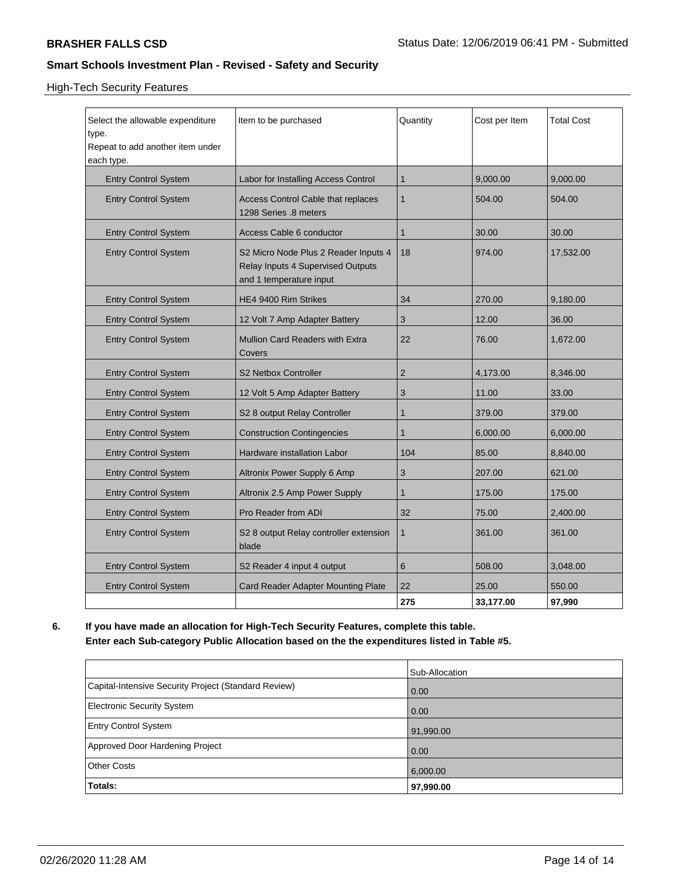High-Tech Security Features

| Select the allowable expenditure type.<br>Repeat to add another item under each type. | Item to be purchased | Quantity | Cost per Item | Total Cost |
|---|---|---|---|---|
| Entry Control System | Labor for Installing Access Control | 1 | 9,000.00 | 9,000.00 |
| Entry Control System | Access Control Cable that replaces 1298 Series .8 meters | 1 | 504.00 | 504.00 |
| Entry Control System | Access Cable 6 conductor | 1 | 30.00 | 30.00 |
| Entry Control System | S2 Micro Node Plus 2 Reader Inputs 4 Relay Inputs 4 Supervised Outputs and 1 temperature input | 18 | 974.00 | 17,532.00 |
| Entry Control System | HE4 9400 Rim Strikes | 34 | 270.00 | 9,180.00 |
| Entry Control System | 12 Volt 7 Amp Adapter Battery | 3 | 12.00 | 36.00 |
| Entry Control System | Mullion Card Readers with Extra Covers | 22 | 76.00 | 1,672.00 |
| Entry Control System | S2 Netbox Controller | 2 | 4,173.00 | 8,346.00 |
| Entry Control System | 12 Volt 5 Amp Adapter Battery | 3 | 11.00 | 33.00 |
| Entry Control System | S2 8 output Relay Controller | 1 | 379.00 | 379.00 |
| Entry Control System | Construction Contingencies | 1 | 6,000.00 | 6,000.00 |
| Entry Control System | Hardware installation Labor | 104 | 85.00 | 8,840.00 |
| Entry Control System | Altronix Power Supply 6 Amp | 3 | 207.00 | 621.00 |
| Entry Control System | Altronix 2.5 Amp Power Supply | 1 | 175.00 | 175.00 |
| Entry Control System | Pro Reader from ADI | 32 | 75.00 | 2,400.00 |
| Entry Control System | S2 8 output Relay controller extension blade | 1 | 361.00 | 361.00 |
| Entry Control System | S2 Reader 4 input 4 output | 6 | 508.00 | 3,048.00 |
| Entry Control System | Card Reader Adapter Mounting Plate | 22 | 25.00 | 550.00 |
| | | 275 | 33,177.00 | 97,990 |

**6. If you have made an allocation for High-Tech Security Features, complete this table.**
**Enter each Sub-category Public Allocation based on the the expenditures listed in Table #5.**

| | Sub-Allocation |
|---|---|
| Capital-Intensive Security Project (Standard Review) | 0.00 |
| Electronic Security System | 0.00 |
| Entry Control System | 91,990.00 |
| Approved Door Hardening Project | 0.00 |
| Other Costs | 6,000.00 |
| **Totals:** | **97,990.00** |